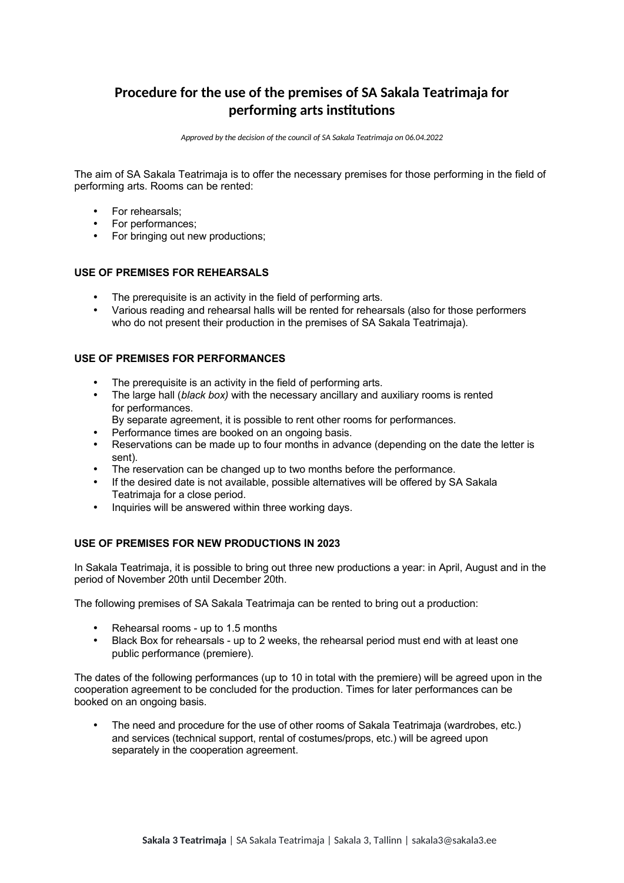# Procedure for the use of the premises of SA Sakala Teatrimaja for performing arts institutions

*Approved by the decision of the council of SA Sakala Teatrimaja on 06.04.2022*

The aim of SA Sakala Teatrimaja is to offer the necessary premises for those performing in the field of performing arts. Rooms can be rented:

- For rehearsals;
- For performances;
- For bringing out new productions;

## USE OF PREMISES FOR REHEARSALS

- The prerequisite is an activity in the field of performing arts.
- Various reading and rehearsal halls will be rented for rehearsals (also for those performers who do not present their production in the premises of SA Sakala Teatrimaja).

## USE OF PREMISES FOR PERFORMANCES

- The prerequisite is an activity in the field of performing arts.
- The large hall (*black box)* with the necessary ancillary and auxiliary rooms is rented for performances.
  By separate agreement, it is possible to rent other rooms for performances.
- Performance times are booked on an ongoing basis.
- Reservations can be made up to four months in advance (depending on the date the letter is sent).
- The reservation can be changed up to two months before the performance.
- If the desired date is not available, possible alternatives will be offered by SA Sakala Teatrimaja for a close period.
- Inquiries will be answered within three working days.

## USE OF PREMISES FOR NEW PRODUCTIONS IN 2023

In Sakala Teatrimaja, it is possible to bring out three new productions a year: in April, August and in the period of November 20th until December 20th.

The following premises of SA Sakala Teatrimaja can be rented to bring out a production:

- Rehearsal rooms - up to 1.5 months
- Black Box for rehearsals - up to 2 weeks, the rehearsal period must end with at least one public performance (premiere).

The dates of the following performances (up to 10 in total with the premiere) will be agreed upon in the cooperation agreement to be concluded for the production. Times for later performances can be booked on an ongoing basis.

- The need and procedure for the use of other rooms of Sakala Teatrimaja (wardrobes, etc.) and services (technical support, rental of costumes/props, etc.) will be agreed upon separately in the cooperation agreement.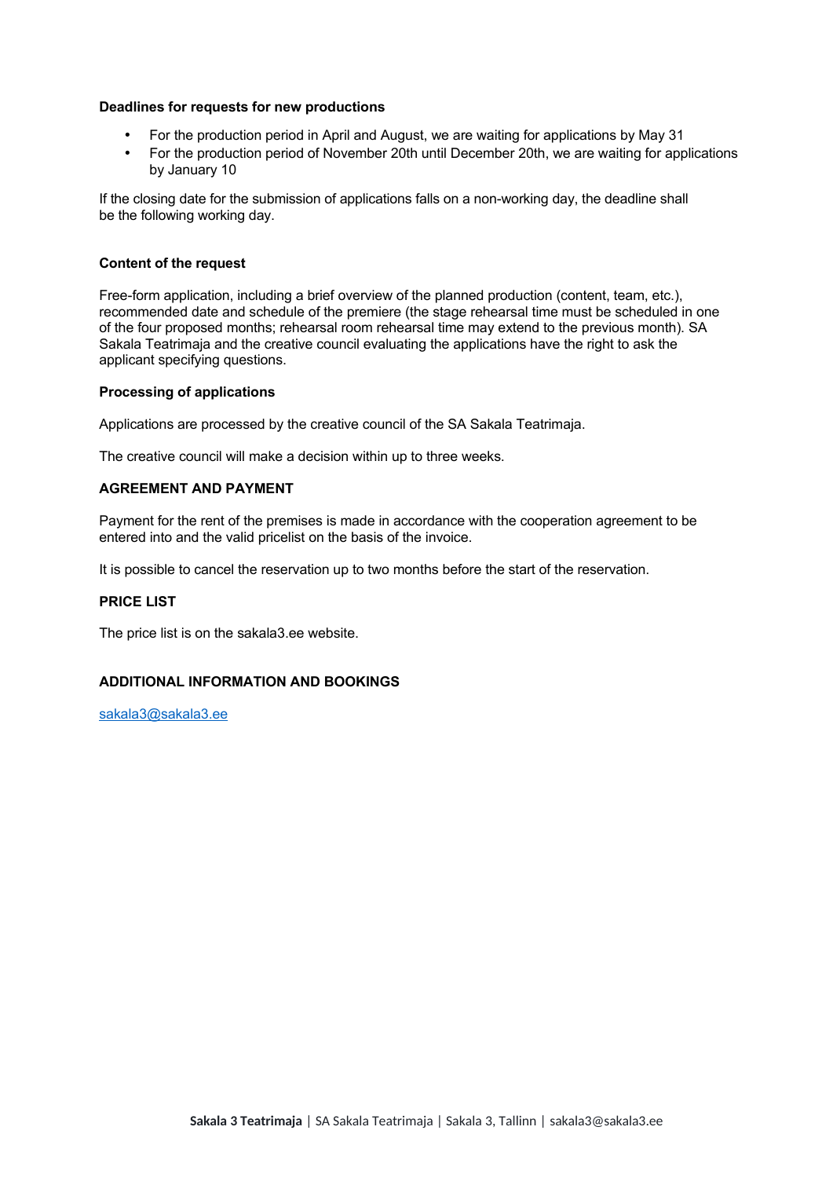**Deadlines for requests for new productions**

- For the production period in April and August, we are waiting for applications by May 31
- For the production period of November 20th until December 20th, we are waiting for applications by January 10

If the closing date for the submission of applications falls on a non-working day, the deadline shall be the following working day.

**Content of the request**

Free-form application, including a brief overview of the planned production (content, team, etc.), recommended date and schedule of the premiere (the stage rehearsal time must be scheduled in one of the four proposed months; rehearsal room rehearsal time may extend to the previous month). SA Sakala Teatrimaja and the creative council evaluating the applications have the right to ask the applicant specifying questions.

**Processing of applications**

Applications are processed by the creative council of the SA Sakala Teatrimaja.

The creative council will make a decision within up to three weeks.

**AGREEMENT AND PAYMENT**

Payment for the rent of the premises is made in accordance with the cooperation agreement to be entered into and the valid pricelist on the basis of the invoice.

It is possible to cancel the reservation up to two months before the start of the reservation.

**PRICE LIST**

The price list is on the sakala3.ee website.

**ADDITIONAL INFORMATION AND BOOKINGS**

sakala3@sakala3.ee